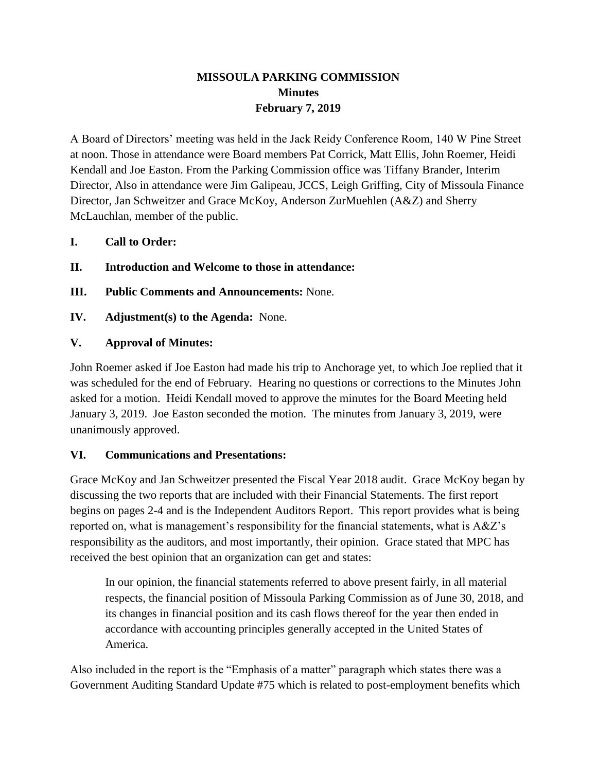# MISSOULA PARKING COMMISSION
## Minutes
## February 7, 2019

A Board of Directors' meeting was held in the Jack Reidy Conference Room, 140 W Pine Street at noon. Those in attendance were Board members Pat Corrick, Matt Ellis, John Roemer, Heidi Kendall and Joe Easton. From the Parking Commission office was Tiffany Brander, Interim Director, Also in attendance were Jim Galipeau, JCCS, Leigh Griffing, City of Missoula Finance Director, Jan Schweitzer and Grace McKoy, Anderson ZurMuehlen (A&Z) and Sherry McLauchlan, member of the public.

**I. Call to Order:**

**II. Introduction and Welcome to those in attendance:**

**III. Public Comments and Announcements:** None.

**IV. Adjustment(s) to the Agenda:** None.

**V. Approval of Minutes:**

John Roemer asked if Joe Easton had made his trip to Anchorage yet, to which Joe replied that it was scheduled for the end of February. Hearing no questions or corrections to the Minutes John asked for a motion. Heidi Kendall moved to approve the minutes for the Board Meeting held January 3, 2019. Joe Easton seconded the motion. The minutes from January 3, 2019, were unanimously approved.

**VI. Communications and Presentations:**

Grace McKoy and Jan Schweitzer presented the Fiscal Year 2018 audit. Grace McKoy began by discussing the two reports that are included with their Financial Statements. The first report begins on pages 2-4 and is the Independent Auditors Report. This report provides what is being reported on, what is management's responsibility for the financial statements, what is A&Z's responsibility as the auditors, and most importantly, their opinion. Grace stated that MPC has received the best opinion that an organization can get and states:

> In our opinion, the financial statements referred to above present fairly, in all material respects, the financial position of Missoula Parking Commission as of June 30, 2018, and its changes in financial position and its cash flows thereof for the year then ended in accordance with accounting principles generally accepted in the United States of America.

Also included in the report is the "Emphasis of a matter" paragraph which states there was a Government Auditing Standard Update #75 which is related to post-employment benefits which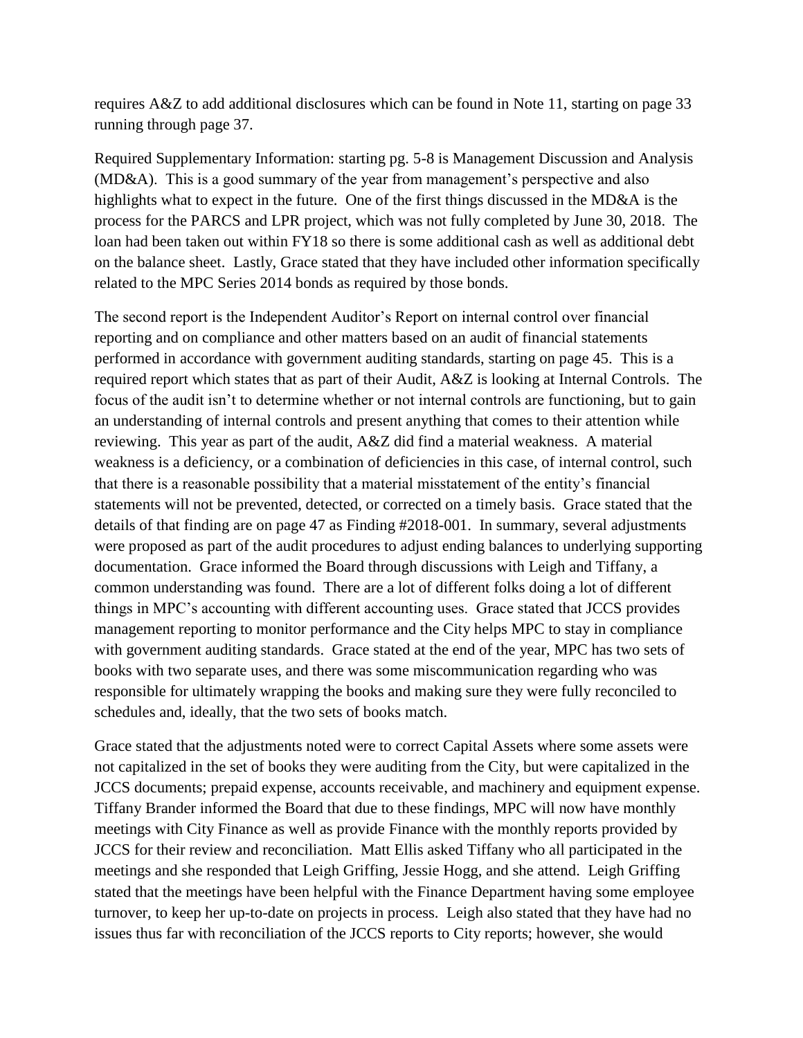requires A&Z to add additional disclosures which can be found in Note 11, starting on page 33 running through page 37.

Required Supplementary Information: starting pg. 5-8 is Management Discussion and Analysis (MD&A). This is a good summary of the year from management's perspective and also highlights what to expect in the future. One of the first things discussed in the MD&A is the process for the PARCS and LPR project, which was not fully completed by June 30, 2018. The loan had been taken out within FY18 so there is some additional cash as well as additional debt on the balance sheet. Lastly, Grace stated that they have included other information specifically related to the MPC Series 2014 bonds as required by those bonds.

The second report is the Independent Auditor's Report on internal control over financial reporting and on compliance and other matters based on an audit of financial statements performed in accordance with government auditing standards, starting on page 45. This is a required report which states that as part of their Audit, A&Z is looking at Internal Controls. The focus of the audit isn't to determine whether or not internal controls are functioning, but to gain an understanding of internal controls and present anything that comes to their attention while reviewing. This year as part of the audit, A&Z did find a material weakness. A material weakness is a deficiency, or a combination of deficiencies in this case, of internal control, such that there is a reasonable possibility that a material misstatement of the entity's financial statements will not be prevented, detected, or corrected on a timely basis. Grace stated that the details of that finding are on page 47 as Finding #2018-001. In summary, several adjustments were proposed as part of the audit procedures to adjust ending balances to underlying supporting documentation. Grace informed the Board through discussions with Leigh and Tiffany, a common understanding was found. There are a lot of different folks doing a lot of different things in MPC's accounting with different accounting uses. Grace stated that JCCS provides management reporting to monitor performance and the City helps MPC to stay in compliance with government auditing standards. Grace stated at the end of the year, MPC has two sets of books with two separate uses, and there was some miscommunication regarding who was responsible for ultimately wrapping the books and making sure they were fully reconciled to schedules and, ideally, that the two sets of books match.

Grace stated that the adjustments noted were to correct Capital Assets where some assets were not capitalized in the set of books they were auditing from the City, but were capitalized in the JCCS documents; prepaid expense, accounts receivable, and machinery and equipment expense. Tiffany Brander informed the Board that due to these findings, MPC will now have monthly meetings with City Finance as well as provide Finance with the monthly reports provided by JCCS for their review and reconciliation. Matt Ellis asked Tiffany who all participated in the meetings and she responded that Leigh Griffing, Jessie Hogg, and she attend. Leigh Griffing stated that the meetings have been helpful with the Finance Department having some employee turnover, to keep her up-to-date on projects in process. Leigh also stated that they have had no issues thus far with reconciliation of the JCCS reports to City reports; however, she would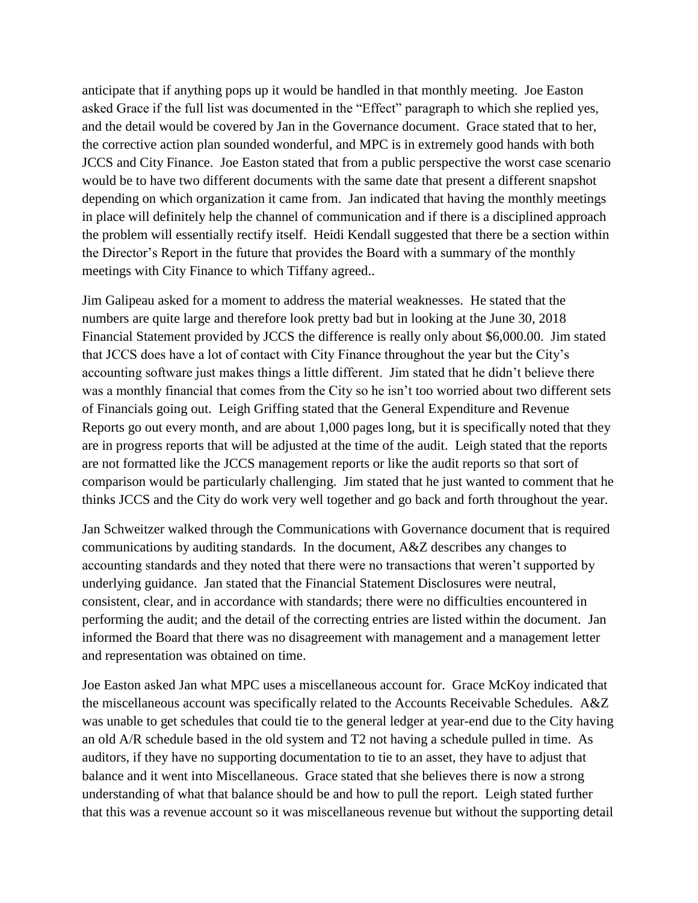anticipate that if anything pops up it would be handled in that monthly meeting. Joe Easton asked Grace if the full list was documented in the "Effect" paragraph to which she replied yes, and the detail would be covered by Jan in the Governance document. Grace stated that to her, the corrective action plan sounded wonderful, and MPC is in extremely good hands with both JCCS and City Finance. Joe Easton stated that from a public perspective the worst case scenario would be to have two different documents with the same date that present a different snapshot depending on which organization it came from. Jan indicated that having the monthly meetings in place will definitely help the channel of communication and if there is a disciplined approach the problem will essentially rectify itself. Heidi Kendall suggested that there be a section within the Director's Report in the future that provides the Board with a summary of the monthly meetings with City Finance to which Tiffany agreed..

Jim Galipeau asked for a moment to address the material weaknesses. He stated that the numbers are quite large and therefore look pretty bad but in looking at the June 30, 2018 Financial Statement provided by JCCS the difference is really only about $6,000.00. Jim stated that JCCS does have a lot of contact with City Finance throughout the year but the City's accounting software just makes things a little different. Jim stated that he didn't believe there was a monthly financial that comes from the City so he isn't too worried about two different sets of Financials going out. Leigh Griffing stated that the General Expenditure and Revenue Reports go out every month, and are about 1,000 pages long, but it is specifically noted that they are in progress reports that will be adjusted at the time of the audit. Leigh stated that the reports are not formatted like the JCCS management reports or like the audit reports so that sort of comparison would be particularly challenging. Jim stated that he just wanted to comment that he thinks JCCS and the City do work very well together and go back and forth throughout the year.

Jan Schweitzer walked through the Communications with Governance document that is required communications by auditing standards. In the document, A&Z describes any changes to accounting standards and they noted that there were no transactions that weren't supported by underlying guidance. Jan stated that the Financial Statement Disclosures were neutral, consistent, clear, and in accordance with standards; there were no difficulties encountered in performing the audit; and the detail of the correcting entries are listed within the document. Jan informed the Board that there was no disagreement with management and a management letter and representation was obtained on time.

Joe Easton asked Jan what MPC uses a miscellaneous account for. Grace McKoy indicated that the miscellaneous account was specifically related to the Accounts Receivable Schedules. A&Z was unable to get schedules that could tie to the general ledger at year-end due to the City having an old A/R schedule based in the old system and T2 not having a schedule pulled in time. As auditors, if they have no supporting documentation to tie to an asset, they have to adjust that balance and it went into Miscellaneous. Grace stated that she believes there is now a strong understanding of what that balance should be and how to pull the report. Leigh stated further that this was a revenue account so it was miscellaneous revenue but without the supporting detail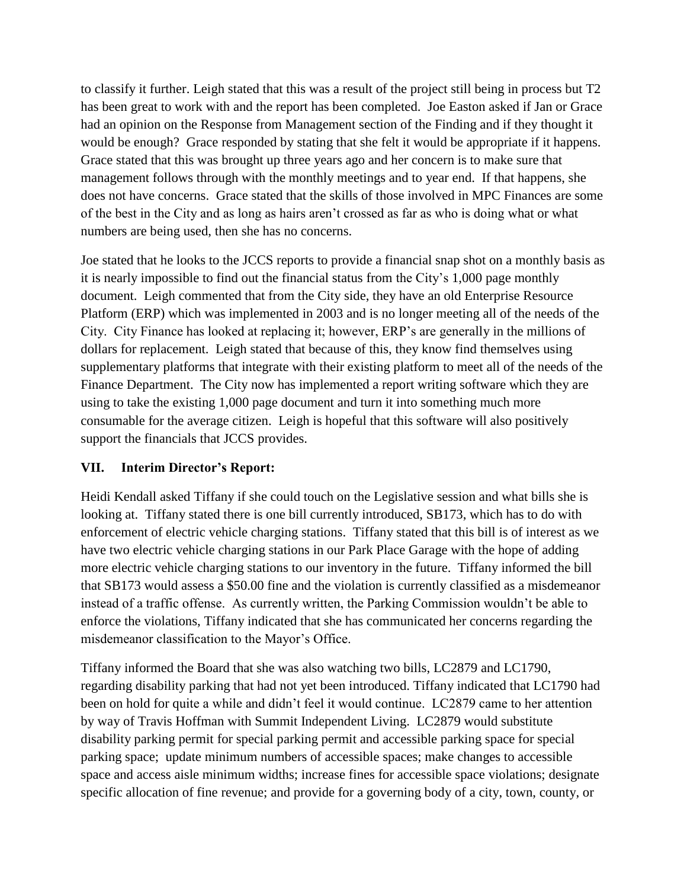to classify it further. Leigh stated that this was a result of the project still being in process but T2 has been great to work with and the report has been completed. Joe Easton asked if Jan or Grace had an opinion on the Response from Management section of the Finding and if they thought it would be enough? Grace responded by stating that she felt it would be appropriate if it happens. Grace stated that this was brought up three years ago and her concern is to make sure that management follows through with the monthly meetings and to year end. If that happens, she does not have concerns. Grace stated that the skills of those involved in MPC Finances are some of the best in the City and as long as hairs aren't crossed as far as who is doing what or what numbers are being used, then she has no concerns.

Joe stated that he looks to the JCCS reports to provide a financial snap shot on a monthly basis as it is nearly impossible to find out the financial status from the City's 1,000 page monthly document. Leigh commented that from the City side, they have an old Enterprise Resource Platform (ERP) which was implemented in 2003 and is no longer meeting all of the needs of the City. City Finance has looked at replacing it; however, ERP's are generally in the millions of dollars for replacement. Leigh stated that because of this, they know find themselves using supplementary platforms that integrate with their existing platform to meet all of the needs of the Finance Department. The City now has implemented a report writing software which they are using to take the existing 1,000 page document and turn it into something much more consumable for the average citizen. Leigh is hopeful that this software will also positively support the financials that JCCS provides.

## VII. Interim Director's Report:

Heidi Kendall asked Tiffany if she could touch on the Legislative session and what bills she is looking at. Tiffany stated there is one bill currently introduced, SB173, which has to do with enforcement of electric vehicle charging stations. Tiffany stated that this bill is of interest as we have two electric vehicle charging stations in our Park Place Garage with the hope of adding more electric vehicle charging stations to our inventory in the future. Tiffany informed the bill that SB173 would assess a $50.00 fine and the violation is currently classified as a misdemeanor instead of a traffic offense. As currently written, the Parking Commission wouldn't be able to enforce the violations, Tiffany indicated that she has communicated her concerns regarding the misdemeanor classification to the Mayor's Office.

Tiffany informed the Board that she was also watching two bills, LC2879 and LC1790, regarding disability parking that had not yet been introduced. Tiffany indicated that LC1790 had been on hold for quite a while and didn't feel it would continue. LC2879 came to her attention by way of Travis Hoffman with Summit Independent Living. LC2879 would substitute disability parking permit for special parking permit and accessible parking space for special parking space; update minimum numbers of accessible spaces; make changes to accessible space and access aisle minimum widths; increase fines for accessible space violations; designate specific allocation of fine revenue; and provide for a governing body of a city, town, county, or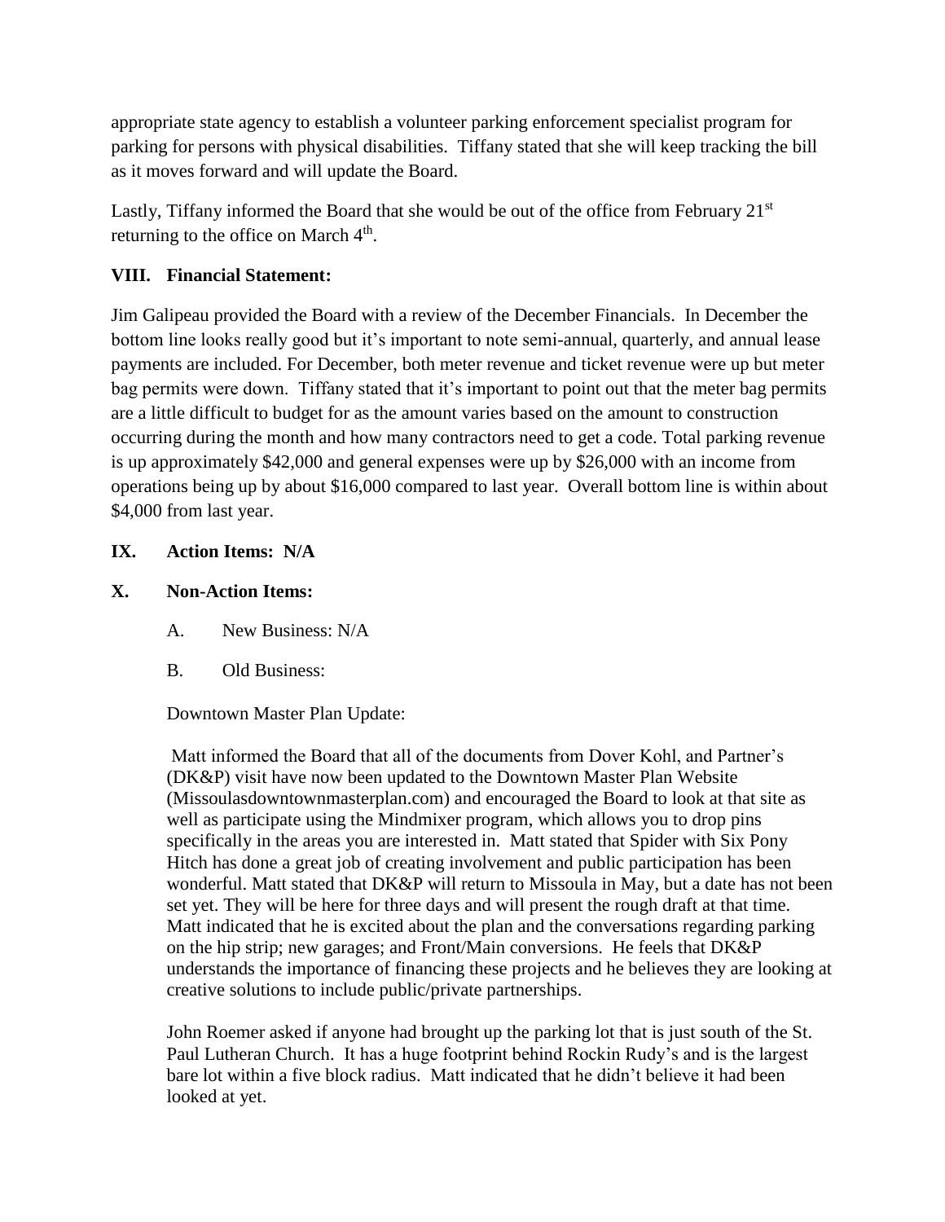appropriate state agency to establish a volunteer parking enforcement specialist program for parking for persons with physical disabilities. Tiffany stated that she will keep tracking the bill as it moves forward and will update the Board.

Lastly, Tiffany informed the Board that she would be out of the office from February 21st returning to the office on March 4th.

**VIII. Financial Statement:**

Jim Galipeau provided the Board with a review of the December Financials. In December the bottom line looks really good but it's important to note semi-annual, quarterly, and annual lease payments are included. For December, both meter revenue and ticket revenue were up but meter bag permits were down. Tiffany stated that it's important to point out that the meter bag permits are a little difficult to budget for as the amount varies based on the amount to construction occurring during the month and how many contractors need to get a code. Total parking revenue is up approximately $42,000 and general expenses were up by $26,000 with an income from operations being up by about $16,000 compared to last year. Overall bottom line is within about $4,000 from last year.

**IX. Action Items: N/A**

**X. Non-Action Items:**

A. New Business: N/A

B. Old Business:

Downtown Master Plan Update:

Matt informed the Board that all of the documents from Dover Kohl, and Partner's (DK&P) visit have now been updated to the Downtown Master Plan Website (Missoulasdowntownmasterplan.com) and encouraged the Board to look at that site as well as participate using the Mindmixer program, which allows you to drop pins specifically in the areas you are interested in. Matt stated that Spider with Six Pony Hitch has done a great job of creating involvement and public participation has been wonderful. Matt stated that DK&P will return to Missoula in May, but a date has not been set yet. They will be here for three days and will present the rough draft at that time. Matt indicated that he is excited about the plan and the conversations regarding parking on the hip strip; new garages; and Front/Main conversions. He feels that DK&P understands the importance of financing these projects and he believes they are looking at creative solutions to include public/private partnerships.

John Roemer asked if anyone had brought up the parking lot that is just south of the St. Paul Lutheran Church. It has a huge footprint behind Rockin Rudy's and is the largest bare lot within a five block radius. Matt indicated that he didn't believe it had been looked at yet.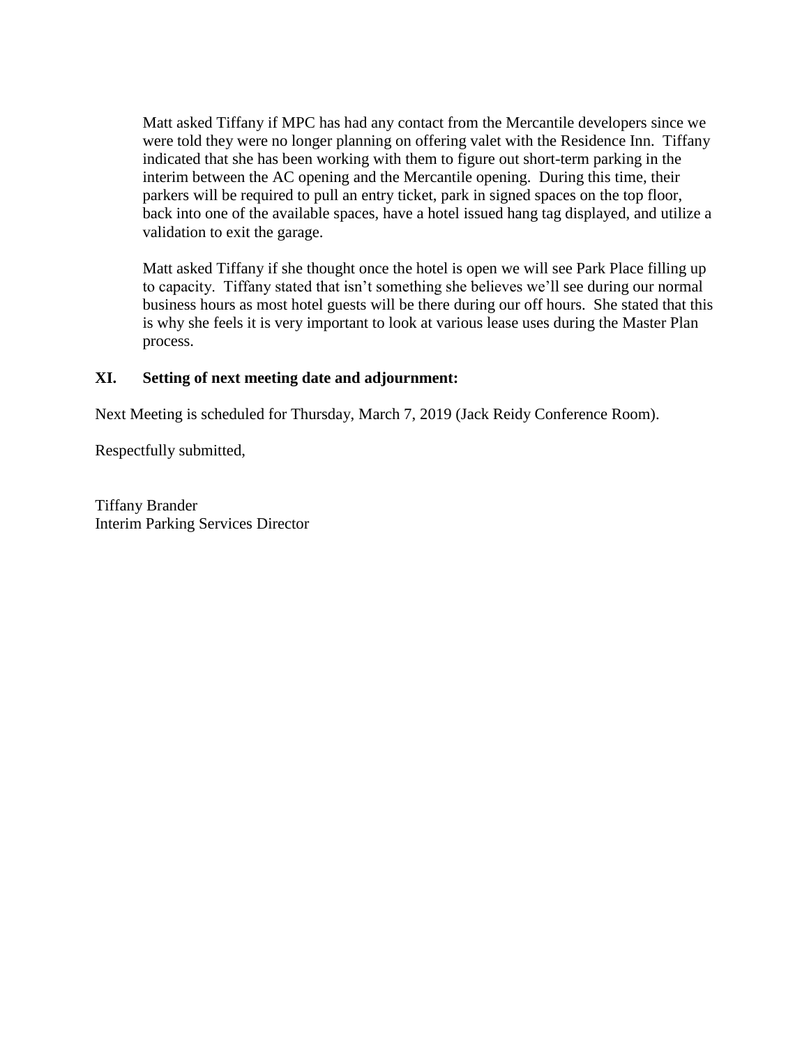Matt asked Tiffany if MPC has had any contact from the Mercantile developers since we were told they were no longer planning on offering valet with the Residence Inn. Tiffany indicated that she has been working with them to figure out short-term parking in the interim between the AC opening and the Mercantile opening. During this time, their parkers will be required to pull an entry ticket, park in signed spaces on the top floor, back into one of the available spaces, have a hotel issued hang tag displayed, and utilize a validation to exit the garage.

Matt asked Tiffany if she thought once the hotel is open we will see Park Place filling up to capacity. Tiffany stated that isn't something she believes we'll see during our normal business hours as most hotel guests will be there during our off hours. She stated that this is why she feels it is very important to look at various lease uses during the Master Plan process.

## XI. Setting of next meeting date and adjournment:

Next Meeting is scheduled for Thursday, March 7, 2019 (Jack Reidy Conference Room).

Respectfully submitted,

Tiffany Brander
Interim Parking Services Director